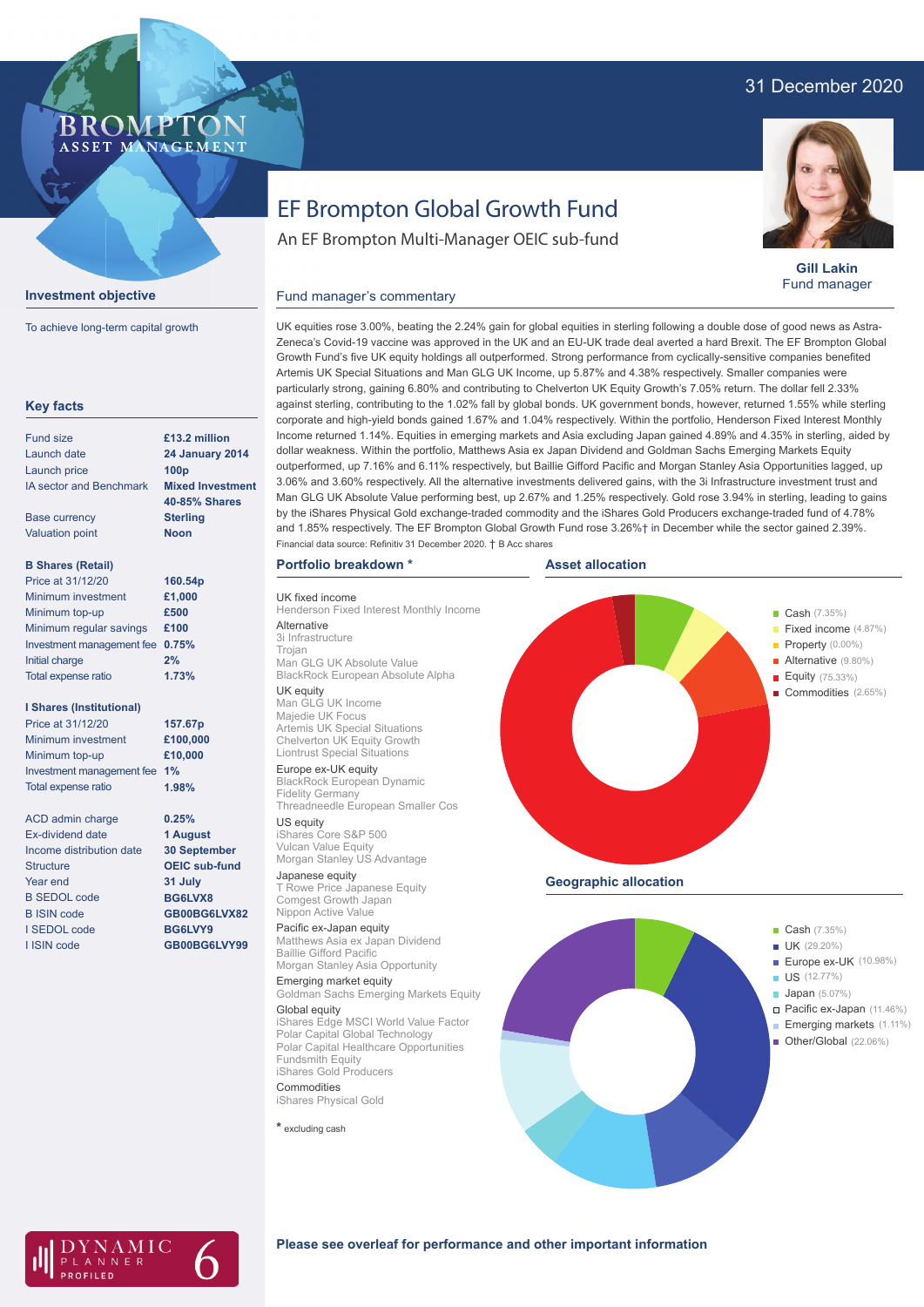31 December 2020

# EF Brompton Global Growth Fund

An EF Brompton Multi-Manager OEIC sub-fund

**Gill Lakin**
Fund manager

## Investment objective

To achieve long-term capital growth

## Key facts

| | |
|---|---|
| Fund size | £13.2 million |
| Launch date | 24 January 2014 |
| Launch price | 100p |
| IA sector and Benchmark | Mixed Investment 40-85% Shares |
| Base currency | Sterling |
| Valuation point | Noon |

**B Shares (Retail)**

| | |
|---|---|
| Price at 31/12/20 | 160.54p |
| Minimum investment | £1,000 |
| Minimum top-up | £500 |
| Minimum regular savings | £100 |
| Investment management fee | 0.75% |
| Initial charge | 2% |
| Total expense ratio | 1.73% |

**I Shares (Institutional)**

| | |
|---|---|
| Price at 31/12/20 | 157.67p |
| Minimum investment | £100,000 |
| Minimum top-up | £10,000 |
| Investment management fee | 1% |
| Total expense ratio | 1.98% |

| | |
|---|---|
| ACD admin charge | 0.25% |
| Ex-dividend date | 1 August |
| Income distribution date | 30 September |
| Structure | OEIC sub-fund |
| Year end | 31 July |
| B SEDOL code | BG6LVX8 |
| B ISIN code | GB00BG6LVX82 |
| I SEDOL code | BG6LVY9 |
| I ISIN code | GB00BG6LVY99 |

## Fund manager's commentary

UK equities rose 3.00%, beating the 2.24% gain for global equities in sterling following a double dose of good news as Astra-Zeneca's Covid-19 vaccine was approved in the UK and an EU-UK trade deal averted a hard Brexit. The EF Brompton Global Growth Fund's five UK equity holdings all outperformed. Strong performance from cyclically-sensitive companies benefited Artemis UK Special Situations and Man GLG UK Income, up 5.87% and 4.38% respectively. Smaller companies were particularly strong, gaining 6.80% and contributing to Chelverton UK Equity Growth's 7.05% return. The dollar fell 2.33% against sterling, contributing to the 1.02% fall by global bonds. UK government bonds, however, returned 1.55% while sterling corporate and high-yield bonds gained 1.67% and 1.04% respectively. Within the portfolio, Henderson Fixed Interest Monthly Income returned 1.14%. Equities in emerging markets and Asia excluding Japan gained 4.89% and 4.35% in sterling, aided by dollar weakness. Within the portfolio, Matthews Asia ex Japan Dividend and Goldman Sachs Emerging Markets Equity outperformed, up 7.16% and 6.11% respectively, but Baillie Gifford Pacific and Morgan Stanley Asia Opportunities lagged, up 3.06% and 3.60% respectively. All the alternative investments delivered gains, with the 3i Infrastructure investment trust and Man GLG UK Absolute Value performing best, up 2.67% and 1.25% respectively. Gold rose 3.94% in sterling, leading to gains by the iShares Physical Gold exchange-traded commodity and the iShares Gold Producers exchange-traded fund of 4.78% and 1.85% respectively. The EF Brompton Global Growth Fund rose 3.26%† in December while the sector gained 2.39%.

Financial data source: Refinitiv 31 December 2020. † B Acc shares

## Portfolio breakdown *

UK fixed income
- Henderson Fixed Interest Monthly Income

Alternative
- 3i Infrastructure
- Trojan
- Man GLG UK Absolute Value
- BlackRock European Absolute Alpha

UK equity
- Man GLG UK Income
- Majedie UK Focus
- Artemis UK Special Situations
- Chelverton UK Equity Growth
- Liontrust Special Situations

Europe ex-UK equity
- BlackRock European Dynamic
- Fidelity Germany
- Threadneedle European Smaller Cos

US equity
- iShares Core S&P 500
- Vulcan Value Equity
- Morgan Stanley US Advantage

Japanese equity
- T Rowe Price Japanese Equity
- Comgest Growth Japan
- Nippon Active Value

Pacific ex-Japan equity
- Matthews Asia ex Japan Dividend
- Baillie Gifford Pacific
- Morgan Stanley Asia Opportunity

Emerging market equity
- Goldman Sachs Emerging Markets Equity

Global equity
- iShares Edge MSCI World Value Factor
- Polar Capital Global Technology
- Polar Capital Healthcare Opportunities
- Fundsmith Equity
- iShares Gold Producers

Commodities
- iShares Physical Gold

\* excluding cash

## Asset allocation

- Cash (7.35%)
- Fixed income (4.87%)
- Property (0.00%)
- Alternative (9.80%)
- Equity (75.33%)
- Commodities (2.65%)

## Geographic allocation

- Cash (7.35%)
- UK (29.20%)
- Europe ex-UK (10.98%)
- US (12.77%)
- Japan (5.07%)
- Pacific ex-Japan (11.46%)
- Emerging markets (1.11%)
- Other/Global (22.06%)

DYNAMIC PLANNER PROFILED 6

**Please see overleaf for performance and other important information**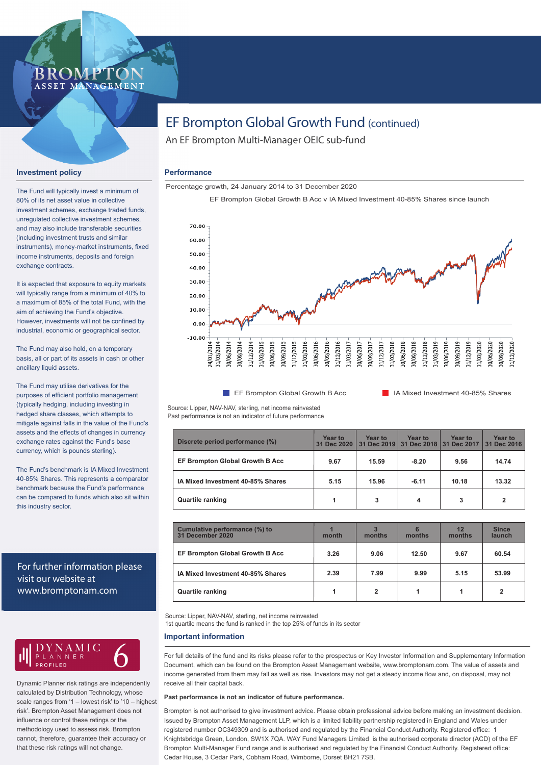# EF Brompton Global Growth Fund (continued)

An EF Brompton Multi-Manager OEIC sub-fund

## Investment policy

The Fund will typically invest a minimum of 80% of its net asset value in collective investment schemes, exchange traded funds, unregulated collective investment schemes, and may also include transferable securities (including investment trusts and similar instruments), money-market instruments, fixed income instruments, deposits and foreign exchange contracts.

It is expected that exposure to equity markets will typically range from a minimum of 40% to a maximum of 85% of the total Fund, with the aim of achieving the Fund's objective. However, investments will not be confined by industrial, economic or geographical sector.

The Fund may also hold, on a temporary basis, all or part of its assets in cash or other ancillary liquid assets.

The Fund may utilise derivatives for the purposes of efficient portfolio management (typically hedging, including investing in hedged share classes, which attempts to mitigate against falls in the value of the Fund's assets and the effects of changes in currency exchange rates against the Fund's base currency, which is pounds sterling).

The Fund's benchmark is IA Mixed Investment 40-85% Shares. This represents a comparator benchmark because the Fund's performance can be compared to funds which also sit within this industry sector.

For further information please visit our website at www.bromptonam.com

DYNAMIC PLANNER PROFILED 6

Dynamic Planner risk ratings are independently calculated by Distribution Technology, whose scale ranges from '1 – lowest risk' to '10 – highest risk'. Brompton Asset Management does not influence or control these ratings or the methodology used to assess risk. Brompton cannot, therefore, guarantee their accuracy or that these risk ratings will not change.

## Performance

Percentage growth, 24 January 2014 to 31 December 2020

EF Brompton Global Growth B Acc v IA Mixed Investment 40-85% Shares since launch

70.00
60.00
50.00
40.00
30.00
20.00
10.00
0.00
-10.00

24/01/2014 31/03/2014 30/06/2014 30/09/2014 31/12/2014 31/03/2015 30/06/2015 30/09/2015 31/12/2015 31/03/2016 30/06/2016 30/09/2016 31/12/2016 31/03/2017 30/06/2017 30/09/2017 31/12/2017 31/03/2018 30/06/2018 30/09/2018 31/12/2018 31/03/2019 30/06/2019 30/09/2019 31/12/2019 31/03/2020 30/06/2020 30/09/2020 31/12/2020

EF Brompton Global Growth B Acc
IA Mixed Investment 40-85% Shares

Source: Lipper, NAV-NAV, sterling, net income reinvested
Past performance is not an indicator of future performance

| Discrete period performance (%) | Year to 31 Dec 2020 | Year to 31 Dec 2019 | Year to 31 Dec 2018 | Year to 31 Dec 2017 | Year to 31 Dec 2016 |
|---|---|---|---|---|---|
| EF Brompton Global Growth B Acc | 9.67 | 15.59 | -8.20 | 9.56 | 14.74 |
| IA Mixed Investment 40-85% Shares | 5.15 | 15.96 | -6.11 | 10.18 | 13.32 |
| Quartile ranking | 1 | 3 | 4 | 3 | 2 |

| Cumulative performance (%) to 31 December 2020 | 1 month | 3 months | 6 months | 12 months | Since launch |
|---|---|---|---|---|---|
| EF Brompton Global Growth B Acc | 3.26 | 9.06 | 12.50 | 9.67 | 60.54 |
| IA Mixed Investment 40-85% Shares | 2.39 | 7.99 | 9.99 | 5.15 | 53.99 |
| Quartile ranking | 1 | 2 | 1 | 1 | 2 |

Source: Lipper, NAV-NAV, sterling, net income reinvested
1st quartile means the fund is ranked in the top 25% of funds in its sector

## Important information

For full details of the fund and its risks please refer to the prospectus or Key Investor Information and Supplementary Information Document, which can be found on the Brompton Asset Management website, www.bromptonam.com. The value of assets and income generated from them may fall as well as rise. Investors may not get a steady income flow and, on disposal, may not receive all their capital back.

**Past performance is not an indicator of future performance.**

Brompton is not authorised to give investment advice. Please obtain professional advice before making an investment decision. Issued by Brompton Asset Management LLP, which is a limited liability partnership registered in England and Wales under registered number OC349309 and is authorised and regulated by the Financial Conduct Authority. Registered office: 1 Knightsbridge Green, London, SW1X 7QA. WAY Fund Managers Limited is the authorised corporate director (ACD) of the EF Brompton Multi-Manager Fund range and is authorised and regulated by the Financial Conduct Authority. Registered office: Cedar House, 3 Cedar Park, Cobham Road, Wimborne, Dorset BH21 7SB.